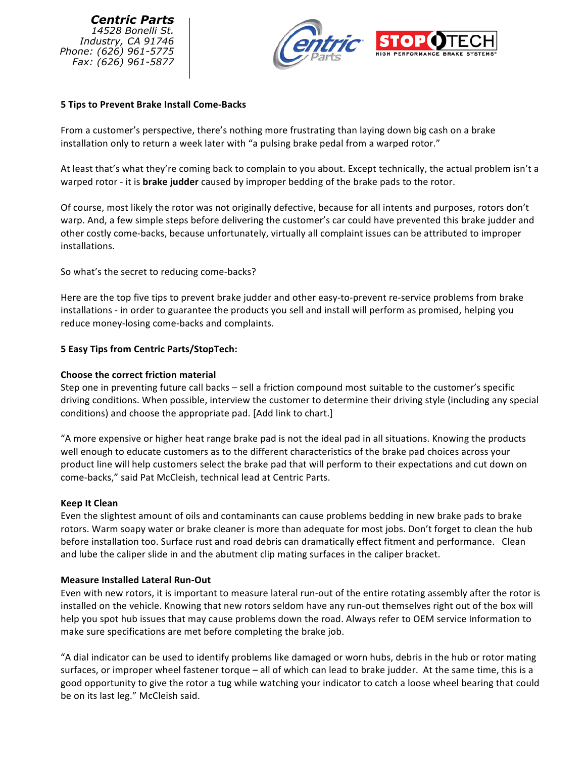**Centric Parts**
*14528 Bonelli St.*
*Industry, CA 91746*
*Phone: (626) 961-5775*
*Fax: (626) 961-5877*

**5 Tips to Prevent Brake Install Come-Backs**

From a customer's perspective, there's nothing more frustrating than laying down big cash on a brake installation only to return a week later with "a pulsing brake pedal from a warped rotor."

At least that's what they're coming back to complain to you about. Except technically, the actual problem isn't a warped rotor - it is **brake judder** caused by improper bedding of the brake pads to the rotor.

Of course, most likely the rotor was not originally defective, because for all intents and purposes, rotors don't warp. And, a few simple steps before delivering the customer's car could have prevented this brake judder and other costly come-backs, because unfortunately, virtually all complaint issues can be attributed to improper installations.

So what's the secret to reducing come-backs?

Here are the top five tips to prevent brake judder and other easy-to-prevent re-service problems from brake installations - in order to guarantee the products you sell and install will perform as promised, helping you reduce money-losing come-backs and complaints.

**5 Easy Tips from Centric Parts/StopTech:**

**Choose the correct friction material**
Step one in preventing future call backs – sell a friction compound most suitable to the customer's specific driving conditions. When possible, interview the customer to determine their driving style (including any special conditions) and choose the appropriate pad. [Add link to chart.]

"A more expensive or higher heat range brake pad is not the ideal pad in all situations. Knowing the products well enough to educate customers as to the different characteristics of the brake pad choices across your product line will help customers select the brake pad that will perform to their expectations and cut down on come-backs," said Pat McCleish, technical lead at Centric Parts.

**Keep It Clean**
Even the slightest amount of oils and contaminants can cause problems bedding in new brake pads to brake rotors. Warm soapy water or brake cleaner is more than adequate for most jobs. Don't forget to clean the hub before installation too. Surface rust and road debris can dramatically effect fitment and performance. Clean and lube the caliper slide in and the abutment clip mating surfaces in the caliper bracket.

**Measure Installed Lateral Run-Out**
Even with new rotors, it is important to measure lateral run-out of the entire rotating assembly after the rotor is installed on the vehicle. Knowing that new rotors seldom have any run-out themselves right out of the box will help you spot hub issues that may cause problems down the road. Always refer to OEM service Information to make sure specifications are met before completing the brake job.

"A dial indicator can be used to identify problems like damaged or worn hubs, debris in the hub or rotor mating surfaces, or improper wheel fastener torque – all of which can lead to brake judder. At the same time, this is a good opportunity to give the rotor a tug while watching your indicator to catch a loose wheel bearing that could be on its last leg." McCleish said.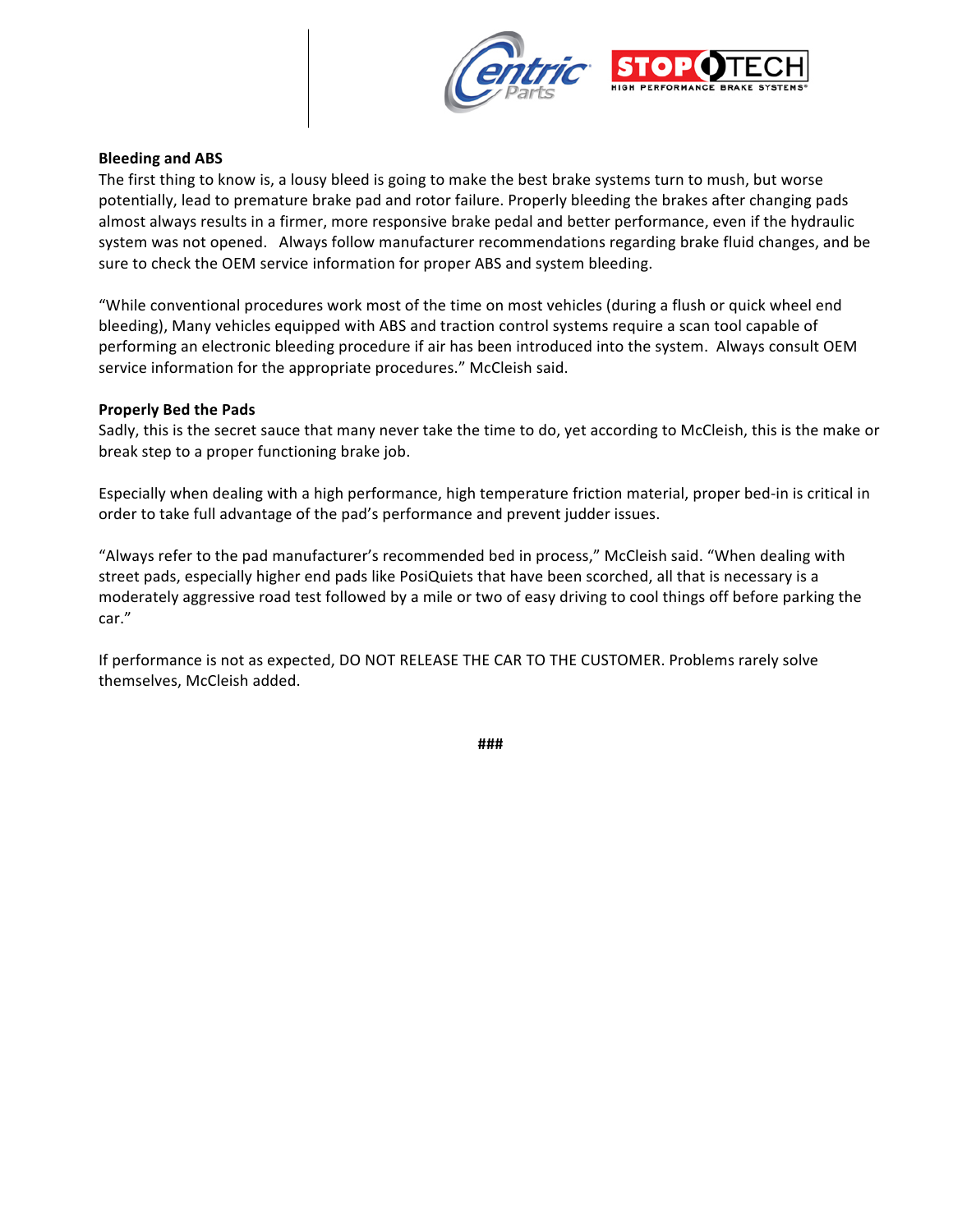**Bleeding and ABS**

The first thing to know is, a lousy bleed is going to make the best brake systems turn to mush, but worse potentially, lead to premature brake pad and rotor failure. Properly bleeding the brakes after changing pads almost always results in a firmer, more responsive brake pedal and better performance, even if the hydraulic system was not opened. Always follow manufacturer recommendations regarding brake fluid changes, and be sure to check the OEM service information for proper ABS and system bleeding.

"While conventional procedures work most of the time on most vehicles (during a flush or quick wheel end bleeding), Many vehicles equipped with ABS and traction control systems require a scan tool capable of performing an electronic bleeding procedure if air has been introduced into the system. Always consult OEM service information for the appropriate procedures." McCleish said.

**Properly Bed the Pads**

Sadly, this is the secret sauce that many never take the time to do, yet according to McCleish, this is the make or break step to a proper functioning brake job.

Especially when dealing with a high performance, high temperature friction material, proper bed-in is critical in order to take full advantage of the pad's performance and prevent judder issues.

"Always refer to the pad manufacturer's recommended bed in process," McCleish said. "When dealing with street pads, especially higher end pads like PosiQuiets that have been scorched, all that is necessary is a moderately aggressive road test followed by a mile or two of easy driving to cool things off before parking the car."

If performance is not as expected, DO NOT RELEASE THE CAR TO THE CUSTOMER. Problems rarely solve themselves, McCleish added.

###